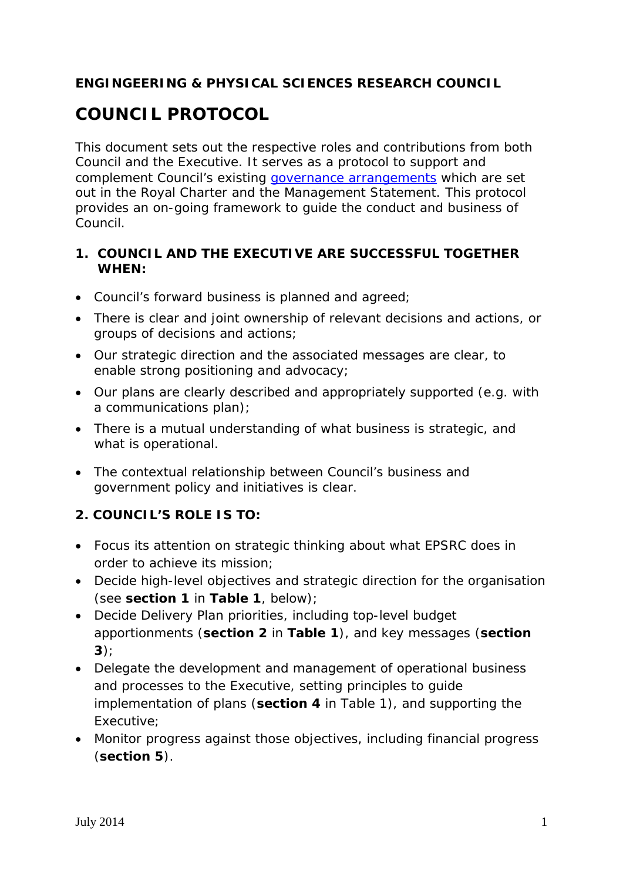**ENGINGEERING & PHYSICAL SCIENCES RESEARCH COUNCIL**

# COUNCIL PROTOCOL

This document sets out the respective roles and contributions from both Council and the Executive. It serves as a protocol to support and complement Council's existing [governance arrangements](#) which are set out in the Royal Charter and the Management Statement. This protocol provides an on-going framework to guide the conduct and business of Council.

## 1. COUNCIL AND THE EXECUTIVE ARE SUCCESSFUL TOGETHER WHEN:

- Council's forward business is planned and agreed;
- There is clear and joint ownership of relevant decisions and actions, or groups of decisions and actions;
- Our strategic direction and the associated messages are clear, to enable strong positioning and advocacy;
- Our plans are clearly described and appropriately supported (e.g. with a communications plan);
- There is a mutual understanding of what business is strategic, and what is operational.
- The contextual relationship between Council's business and government policy and initiatives is clear.

## 2. COUNCIL'S ROLE IS TO:

- Focus its attention on strategic thinking about what EPSRC does in order to achieve its mission;
- Decide high-level objectives and strategic direction for the organisation (see **section 1** in **Table 1**, below);
- Decide Delivery Plan priorities, including top-level budget apportionments (**section 2** in **Table 1**), and key messages (**section 3**);
- Delegate the development and management of operational business and processes to the Executive, setting principles to guide implementation of plans (**section 4** in Table 1), and supporting the Executive;
- Monitor progress against those objectives, including financial progress (**section 5**).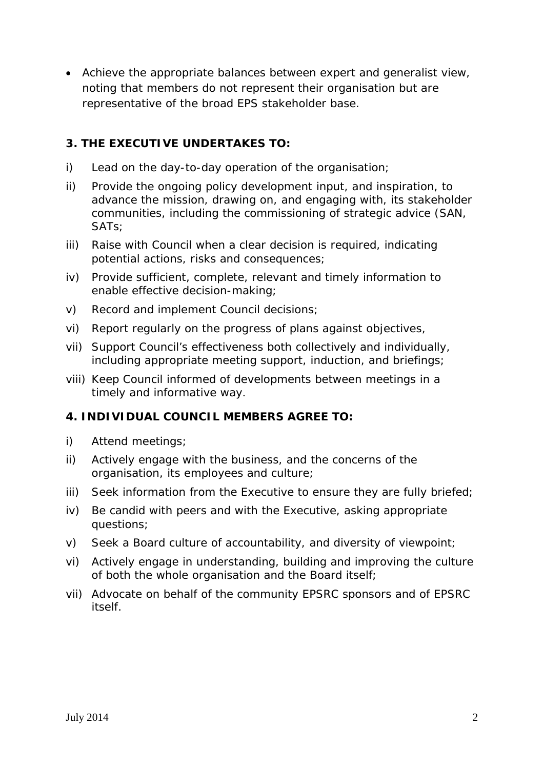- Achieve the appropriate balances between expert and generalist view, noting that members do not represent their organisation but are representative of the broad EPS stakeholder base.

### 3. THE EXECUTIVE UNDERTAKES TO:

i) Lead on the day-to-day operation of the organisation;

ii) Provide the ongoing policy development input, and inspiration, to advance the mission, drawing on, and engaging with, its stakeholder communities, including the commissioning of strategic advice (SAN, SATs;

iii) Raise with Council when a clear decision is required, indicating potential actions, risks and consequences;

iv) Provide sufficient, complete, relevant and timely information to enable effective decision-making;

v) Record and implement Council decisions;

vi) Report regularly on the progress of plans against objectives,

vii) Support Council's effectiveness both collectively and individually, including appropriate meeting support, induction, and briefings;

viii) Keep Council informed of developments between meetings in a timely and informative way.

### 4. INDIVIDUAL COUNCIL MEMBERS AGREE TO:

i) Attend meetings;

ii) Actively engage with the business, and the concerns of the organisation, its employees and culture;

iii) Seek information from the Executive to ensure they are fully briefed;

iv) Be candid with peers and with the Executive, asking appropriate questions;

v) Seek a Board culture of accountability, and diversity of viewpoint;

vi) Actively engage in understanding, building and improving the culture of both the whole organisation and the Board itself;

vii) Advocate on behalf of the community EPSRC sponsors and of EPSRC itself.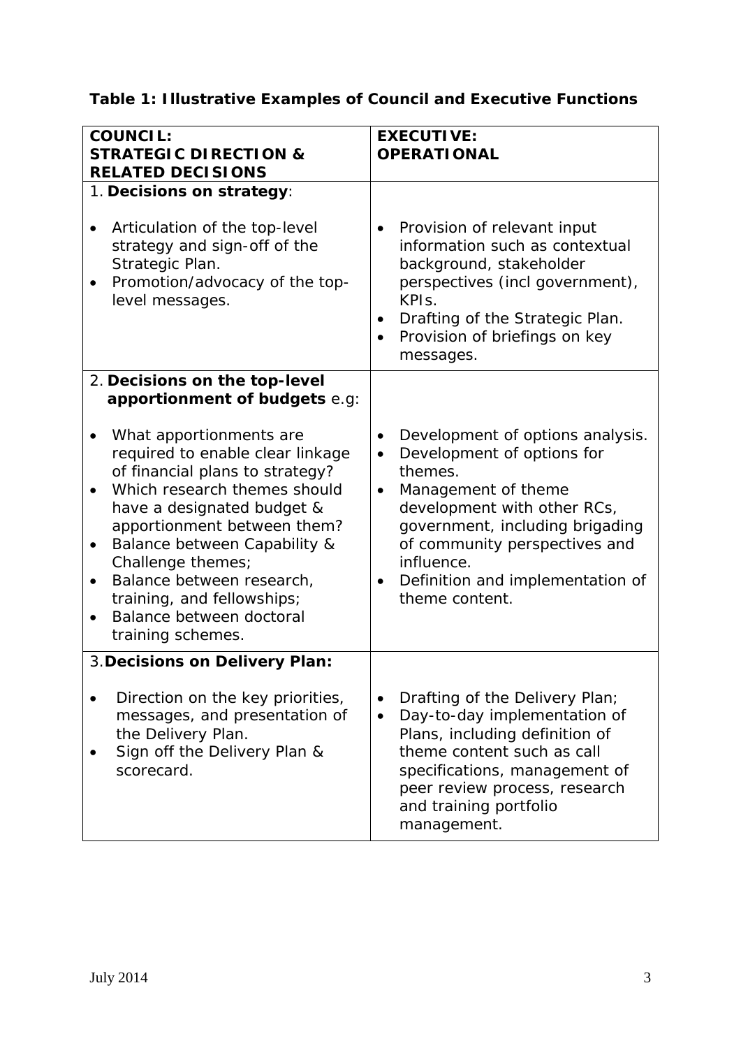**Table 1: Illustrative Examples of Council and Executive Functions**

| **COUNCIL: STRATEGIC DIRECTION & RELATED DECISIONS** | **EXECUTIVE: OPERATIONAL** |
|---|---|
| 1. **Decisions on strategy**:<br><br>• Articulation of the top-level strategy and sign-off of the Strategic Plan.<br>• Promotion/advocacy of the top-level messages. | • Provision of relevant input information such as contextual background, stakeholder perspectives (incl government), KPIs.<br>• Drafting of the Strategic Plan.<br>• Provision of briefings on key messages. |
| 2. **Decisions on the top-level apportionment of budgets** e.g:<br><br>• What apportionments are required to enable clear linkage of financial plans to strategy?<br>• Which research themes should have a designated budget & apportionment between them?<br>• Balance between Capability & Challenge themes;<br>• Balance between research, training, and fellowships;<br>• Balance between doctoral training schemes. | • Development of options analysis.<br>• Development of options for themes.<br>• Management of theme development with other RCs, government, including brigading of community perspectives and influence.<br>• Definition and implementation of theme content. |
| 3. **Decisions on Delivery Plan:**<br><br>• Direction on the key priorities, messages, and presentation of the Delivery Plan.<br>• Sign off the Delivery Plan & scorecard. | • Drafting of the Delivery Plan;<br>• Day-to-day implementation of Plans, including definition of theme content such as call specifications, management of peer review process, research and training portfolio management. |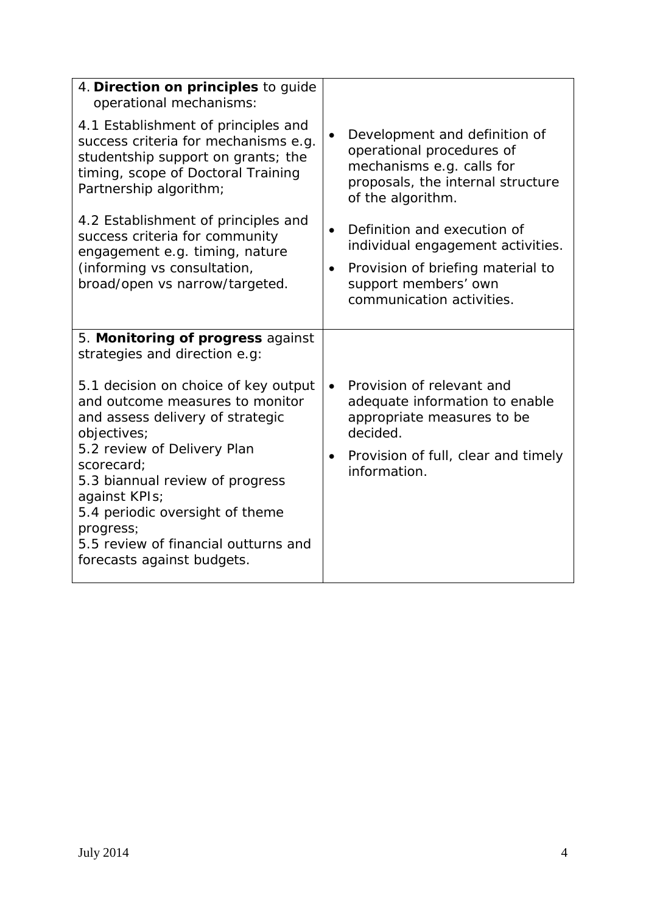| | |
|---|---|
| 4. **Direction on principles** to guide operational mechanisms:<br><br>4.1 Establishment of principles and success criteria for mechanisms e.g. studentship support on grants; the timing, scope of Doctoral Training Partnership algorithm;<br><br>4.2 Establishment of principles and success criteria for community engagement e.g. timing, nature (informing vs consultation, broad/open vs narrow/targeted. | • Development and definition of operational procedures of mechanisms e.g. calls for proposals, the internal structure of the algorithm.<br><br>• Definition and execution of individual engagement activities.<br>• Provision of briefing material to support members' own communication activities. |
| 5. **Monitoring of progress** against strategies and direction e.g:<br><br>5.1 decision on choice of key output and outcome measures to monitor and assess delivery of strategic objectives;<br>5.2 review of Delivery Plan scorecard;<br>5.3 biannual review of progress against KPIs;<br>5.4 periodic oversight of theme progress;<br>5.5 review of financial outturns and forecasts against budgets. | • Provision of relevant and adequate information to enable appropriate measures to be decided.<br>• Provision of full, clear and timely information. |

July 2014